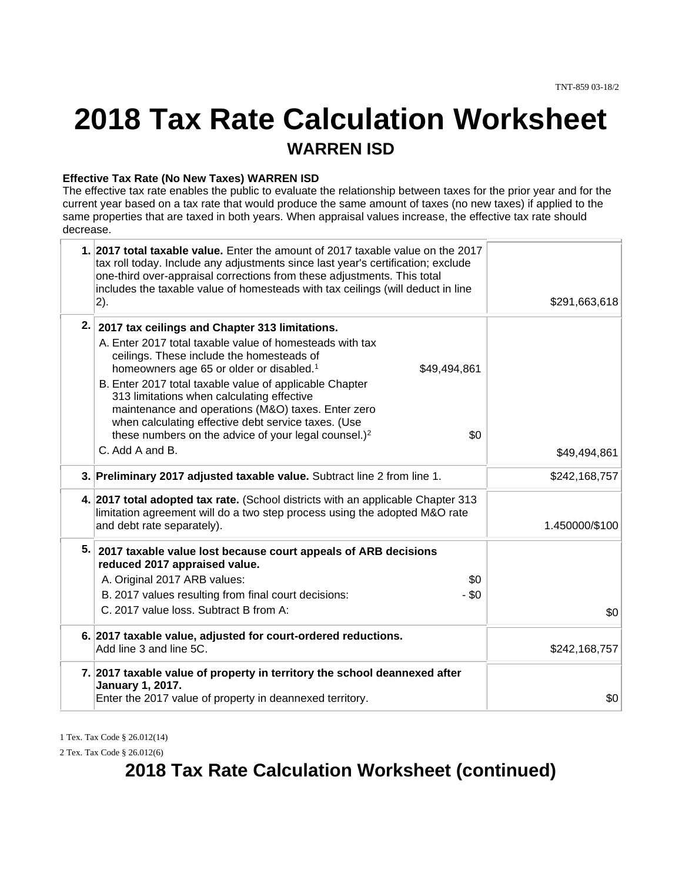TNT-859 03-18/2

# 2018 Tax Rate Calculation Worksheet

## WARREN ISD

**Effective Tax Rate (No New Taxes) WARREN ISD**

The effective tax rate enables the public to evaluate the relationship between taxes for the prior year and for the current year based on a tax rate that would produce the same amount of taxes (no new taxes) if applied to the same properties that are taxed in both years. When appraisal values increase, the effective tax rate should decrease.

| | | |
|---|---|---|
| 1. | **2017 total taxable value.** Enter the amount of 2017 taxable value on the 2017 tax roll today. Include any adjustments since last year's certification; exclude one-third over-appraisal corrections from these adjustments. This total includes the taxable value of homesteads with tax ceilings (will deduct in line 2). | $291,663,618 |
| 2. | **2017 tax ceilings and Chapter 313 limitations.**<br>A. Enter 2017 total taxable value of homesteads with tax ceilings. These include the homesteads of homeowners age 65 or older or disabled.[1] $49,494,861<br>B. Enter 2017 total taxable value of applicable Chapter 313 limitations when calculating effective maintenance and operations (M&O) taxes. Enter zero when calculating effective debt service taxes. (Use these numbers on the advice of your legal counsel.)[2] $0<br>C. Add A and B. | $49,494,861 |
| 3. | **Preliminary 2017 adjusted taxable value.** Subtract line 2 from line 1. | $242,168,757 |
| 4. | **2017 total adopted tax rate.** (School districts with an applicable Chapter 313 limitation agreement will do a two step process using the adopted M&O rate and debt rate separately). | 1.450000/$100 |
| 5. | **2017 taxable value lost because court appeals of ARB decisions reduced 2017 appraised value.**<br>A. Original 2017 ARB values: $0<br>B. 2017 values resulting from final court decisions: - $0<br>C. 2017 value loss. Subtract B from A: | $0 |
| 6. | **2017 taxable value, adjusted for court-ordered reductions.**<br>Add line 3 and line 5C. | $242,168,757 |
| 7. | **2017 taxable value of property in territory the school deannexed after January 1, 2017.**<br>Enter the 2017 value of property in deannexed territory. | $0 |

1 Tex. Tax Code § 26.012(14)

2 Tex. Tax Code § 26.012(6)

# 2018 Tax Rate Calculation Worksheet (continued)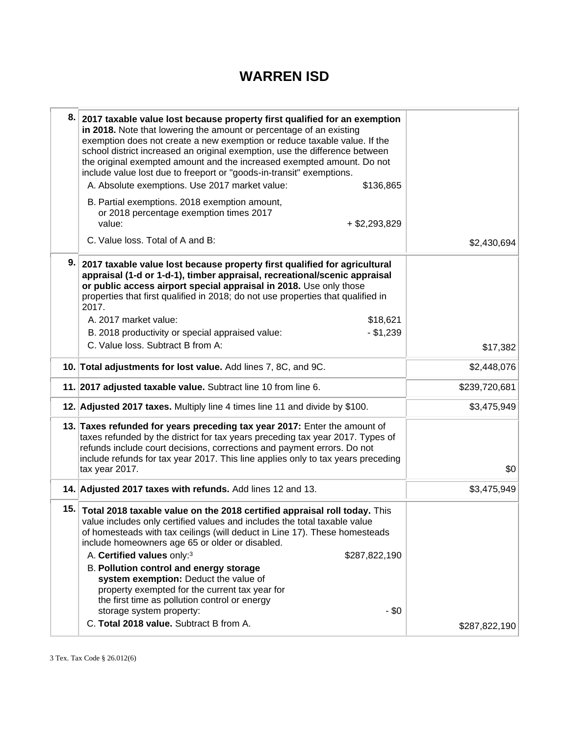# WARREN ISD

| | | |
|---|---|---|
| 8. | **2017 taxable value lost because property first qualified for an exemption in 2018.** Note that lowering the amount or percentage of an existing exemption does not create a new exemption or reduce taxable value. If the school district increased an original exemption, use the difference between the original exempted amount and the increased exempted amount. Do not include value lost due to freeport or "goods-in-transit" exemptions.<br>A. Absolute exemptions. Use 2017 market value: $136,865<br>B. Partial exemptions. 2018 exemption amount, or 2018 percentage exemption times 2017 value: + $2,293,829<br>C. Value loss. Total of A and B: | $2,430,694 |
| 9. | **2017 taxable value lost because property first qualified for agricultural appraisal (1-d or 1-d-1), timber appraisal, recreational/scenic appraisal or public access airport special appraisal in 2018.** Use only those properties that first qualified in 2018; do not use properties that qualified in 2017.<br>A. 2017 market value: $18,621<br>B. 2018 productivity or special appraised value: - $1,239<br>C. Value loss. Subtract B from A: | $17,382 |
| 10. | **Total adjustments for lost value.** Add lines 7, 8C, and 9C. | $2,448,076 |
| 11. | **2017 adjusted taxable value.** Subtract line 10 from line 6. | $239,720,681 |
| 12. | **Adjusted 2017 taxes.** Multiply line 4 times line 11 and divide by $100. | $3,475,949 |
| 13. | **Taxes refunded for years preceding tax year 2017:** Enter the amount of taxes refunded by the district for tax years preceding tax year 2017. Types of refunds include court decisions, corrections and payment errors. Do not include refunds for tax year 2017. This line applies only to tax years preceding tax year 2017. | $0 |
| 14. | **Adjusted 2017 taxes with refunds.** Add lines 12 and 13. | $3,475,949 |
| 15. | **Total 2018 taxable value on the 2018 certified appraisal roll today.** This value includes only certified values and includes the total taxable value of homesteads with tax ceilings (will deduct in Line 17). These homesteads include homeowners age 65 or older or disabled.<br>A. **Certified values** only:[3] $287,822,190<br>B. **Pollution control and energy storage system exemption:** Deduct the value of property exempted for the current tax year for the first time as pollution control or energy storage system property: - $0<br>C. **Total 2018 value.** Subtract B from A. | $287,822,190 |

3 Tex. Tax Code § 26.012(6)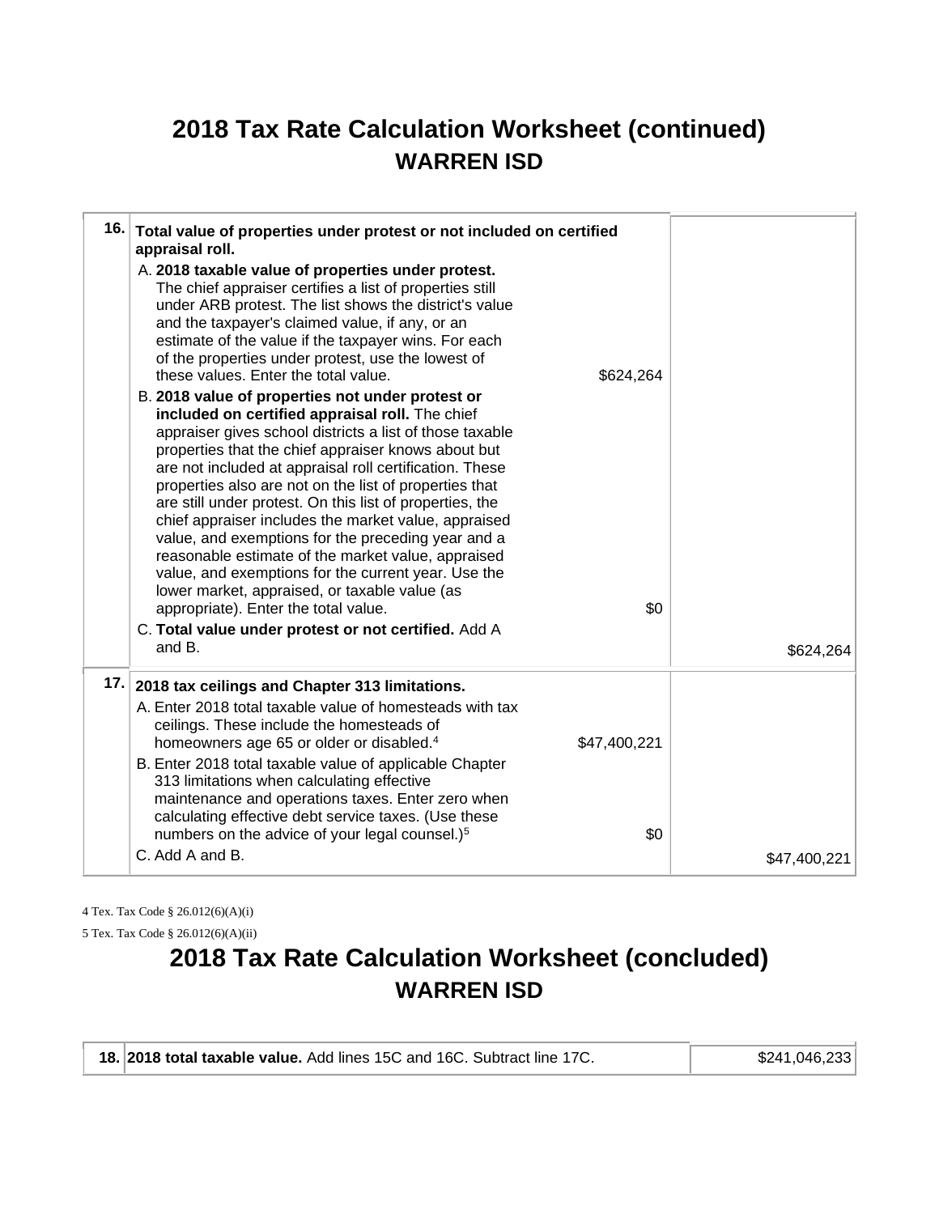# 2018 Tax Rate Calculation Worksheet (continued)

## WARREN ISD

| | | | |
|---|---|---|---|
| **16.** | **Total value of properties under protest or not included on certified appraisal roll.** | | |
| | A. **2018 taxable value of properties under protest.** The chief appraiser certifies a list of properties still under ARB protest. The list shows the district's value and the taxpayer's claimed value, if any, or an estimate of the value if the taxpayer wins. For each of the properties under protest, use the lowest of these values. Enter the total value. | $624,264 | |
| | B. **2018 value of properties not under protest or included on certified appraisal roll.** The chief appraiser gives school districts a list of those taxable properties that the chief appraiser knows about but are not included at appraisal roll certification. These properties also are not on the list of properties that are still under protest. On this list of properties, the chief appraiser includes the market value, appraised value, and exemptions for the preceding year and a reasonable estimate of the market value, appraised value, and exemptions for the current year. Use the lower market, appraised, or taxable value (as appropriate). Enter the total value. | $0 | |
| | C. **Total value under protest or not certified.** Add A and B. | | $624,264 |
| **17.** | **2018 tax ceilings and Chapter 313 limitations.** | | |
| | A. Enter 2018 total taxable value of homesteads with tax ceilings. These include the homesteads of homeowners age 65 or older or disabled.[4] | $47,400,221 | |
| | B. Enter 2018 total taxable value of applicable Chapter 313 limitations when calculating effective maintenance and operations taxes. Enter zero when calculating effective debt service taxes. (Use these numbers on the advice of your legal counsel.)[5] | $0 | |
| | C. Add A and B. | | $47,400,221 |

4 Tex. Tax Code § 26.012(6)(A)(i)

5 Tex. Tax Code § 26.012(6)(A)(ii)

# 2018 Tax Rate Calculation Worksheet (concluded)

## WARREN ISD

| | | |
|---|---|---|
| **18.** | **2018 total taxable value.** Add lines 15C and 16C. Subtract line 17C. | $241,046,233 |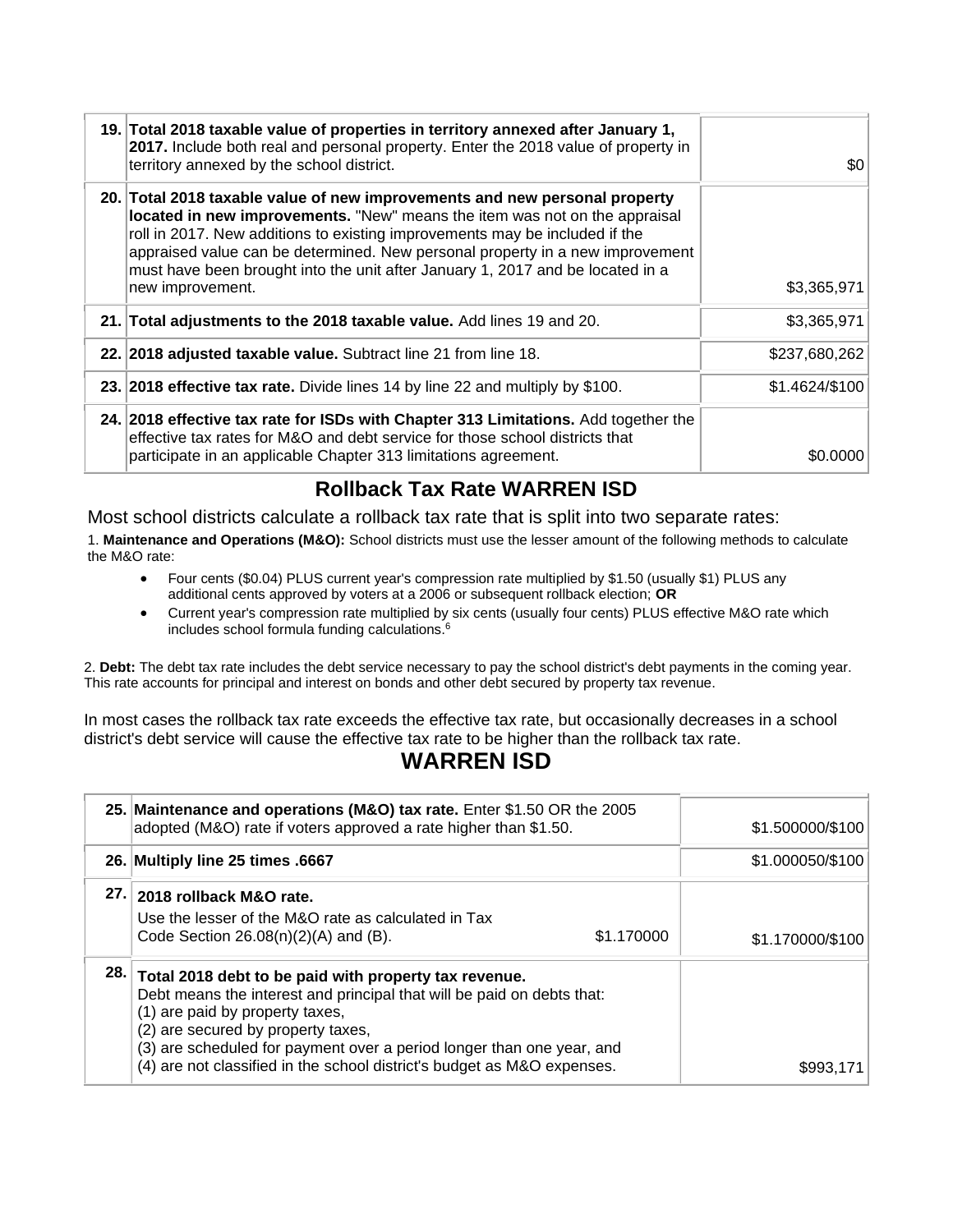| | | |
|---|---|---|
| 19. | **Total 2018 taxable value of properties in territory annexed after January 1, 2017.** Include both real and personal property. Enter the 2018 value of property in territory annexed by the school district. | $0 |
| 20. | **Total 2018 taxable value of new improvements and new personal property located in new improvements.** "New" means the item was not on the appraisal roll in 2017. New additions to existing improvements may be included if the appraised value can be determined. New personal property in a new improvement must have been brought into the unit after January 1, 2017 and be located in a new improvement. | $3,365,971 |
| 21. | **Total adjustments to the 2018 taxable value.** Add lines 19 and 20. | $3,365,971 |
| 22. | **2018 adjusted taxable value.** Subtract line 21 from line 18. | $237,680,262 |
| 23. | **2018 effective tax rate.** Divide lines 14 by line 22 and multiply by $100. | $1.4624/$100 |
| 24. | **2018 effective tax rate for ISDs with Chapter 313 Limitations.** Add together the effective tax rates for M&O and debt service for those school districts that participate in an applicable Chapter 313 limitations agreement. | $0.0000 |

## Rollback Tax Rate WARREN ISD

Most school districts calculate a rollback tax rate that is split into two separate rates:

1. **Maintenance and Operations (M&O):** School districts must use the lesser amount of the following methods to calculate the M&O rate:

- Four cents ($0.04) PLUS current year's compression rate multiplied by $1.50 (usually $1) PLUS any additional cents approved by voters at a 2006 or subsequent rollback election; **OR**
- Current year's compression rate multiplied by six cents (usually four cents) PLUS effective M&O rate which includes school formula funding calculations.[6]

2. **Debt:** The debt tax rate includes the debt service necessary to pay the school district's debt payments in the coming year. This rate accounts for principal and interest on bonds and other debt secured by property tax revenue.

In most cases the rollback tax rate exceeds the effective tax rate, but occasionally decreases in a school district's debt service will cause the effective tax rate to be higher than the rollback tax rate.

## WARREN ISD

| | | |
|---|---|---|
| 25. | **Maintenance and operations (M&O) tax rate.** Enter $1.50 OR the 2005 adopted (M&O) rate if voters approved a rate higher than $1.50. | $1.500000/$100 |
| 26. | **Multiply line 25 times .6667** | $1.000050/$100 |
| 27. | **2018 rollback M&O rate.** Use the lesser of the M&O rate as calculated in Tax Code Section 26.08(n)(2)(A) and (B). $1.170000 | $1.170000/$100 |
| 28. | **Total 2018 debt to be paid with property tax revenue.** Debt means the interest and principal that will be paid on debts that: (1) are paid by property taxes, (2) are secured by property taxes, (3) are scheduled for payment over a period longer than one year, and (4) are not classified in the school district's budget as M&O expenses. | $993,171 |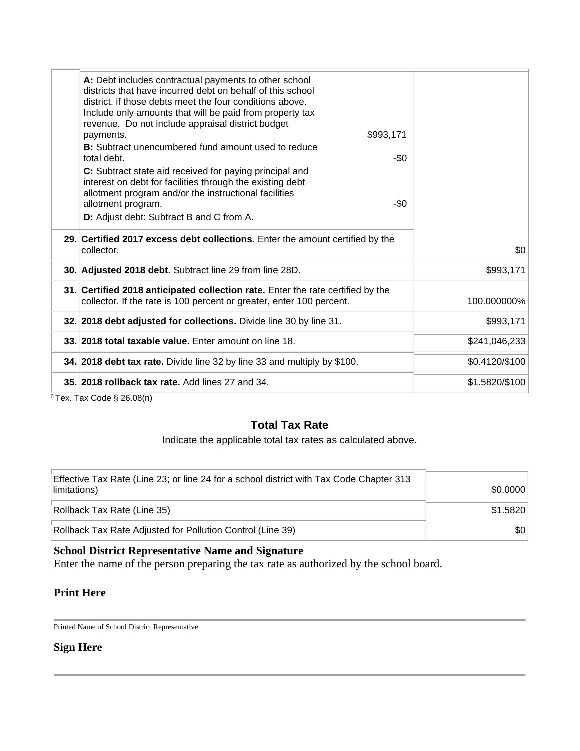| | | |
|---|---|---|
| | **A:** Debt includes contractual payments to other school districts that have incurred debt on behalf of this school district, if those debts meet the four conditions above. Include only amounts that will be paid from property tax revenue. Do not include appraisal district budget payments. $993,171<br>**B:** Subtract unencumbered fund amount used to reduce total debt. -$0<br>**C:** Subtract state aid received for paying principal and interest on debt for facilities through the existing debt allotment program and/or the instructional facilities allotment program. -$0<br>**D:** Adjust debt: Subtract B and C from A. | |
| **29.** | **Certified 2017 excess debt collections.** Enter the amount certified by the collector. | $0 |
| **30.** | **Adjusted 2018 debt.** Subtract line 29 from line 28D. | $993,171 |
| **31.** | **Certified 2018 anticipated collection rate.** Enter the rate certified by the collector. If the rate is 100 percent or greater, enter 100 percent. | 100.000000% |
| **32.** | **2018 debt adjusted for collections.** Divide line 30 by line 31. | $993,171 |
| **33.** | **2018 total taxable value.** Enter amount on line 18. | $241,046,233 |
| **34.** | **2018 debt tax rate.** Divide line 32 by line 33 and multiply by $100. | $0.4120/$100 |
| **35.** | **2018 rollback tax rate.** Add lines 27 and 34. | $1.5820/$100 |

[6] Tex. Tax Code § 26.08(n)

## Total Tax Rate

Indicate the applicable total tax rates as calculated above.

| | |
|---|---|
| Effective Tax Rate (Line 23; or line 24 for a school district with Tax Code Chapter 313 limitations) | $0.0000 |
| Rollback Tax Rate (Line 35) | $1.5820 |
| Rollback Tax Rate Adjusted for Pollution Control (Line 39) | $0 |

### School District Representative Name and Signature

Enter the name of the person preparing the tax rate as authorized by the school board.

**Print Here**

Printed Name of School District Representative

**Sign Here**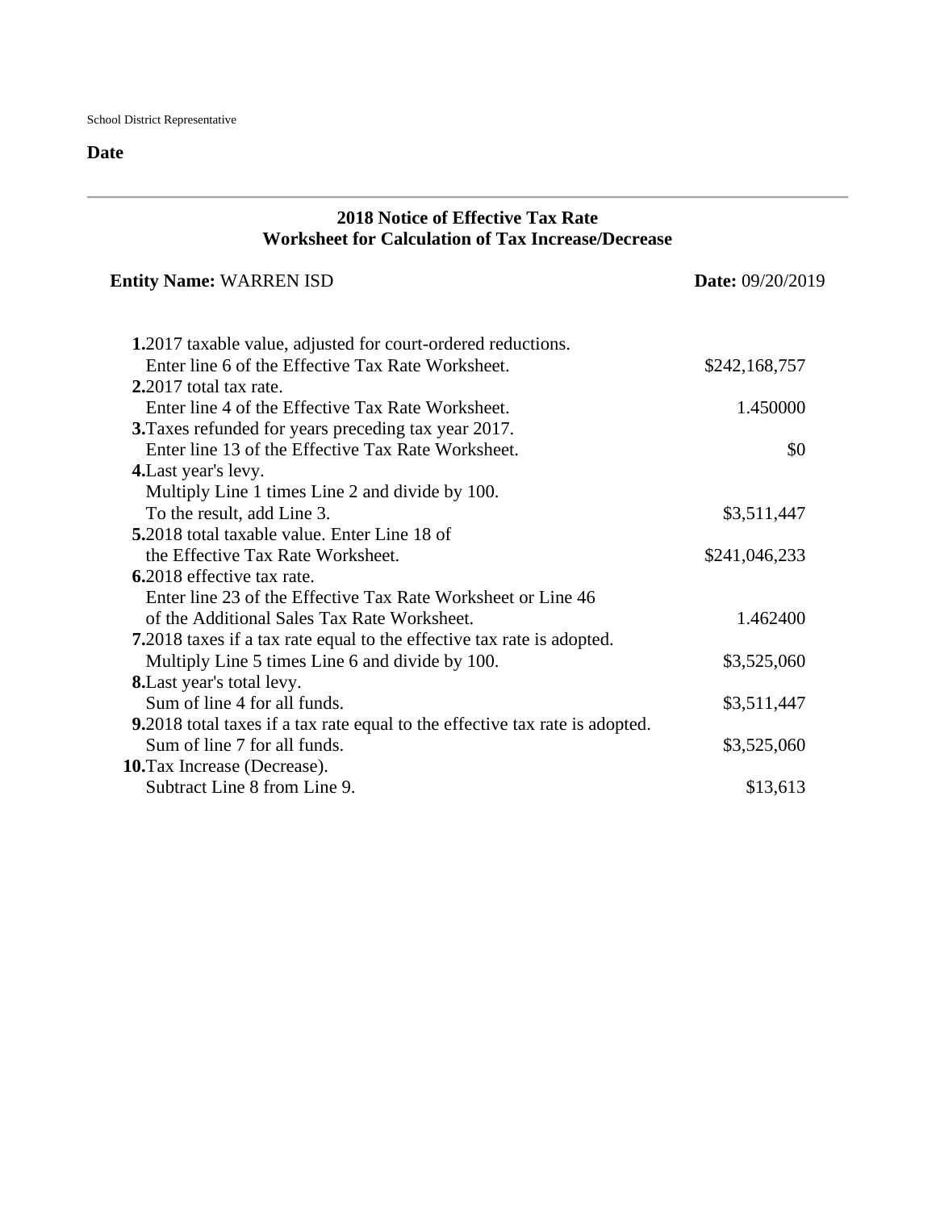School District Representative

**Date**

---

## 2018 Notice of Effective Tax Rate
## Worksheet for Calculation of Tax Increase/Decrease

**Entity Name:** WARREN ISD **Date:** 09/20/2019

| | |
|---|---|
| **1.** 2017 taxable value, adjusted for court-ordered reductions. Enter line 6 of the Effective Tax Rate Worksheet. | $242,168,757 |
| **2.** 2017 total tax rate. Enter line 4 of the Effective Tax Rate Worksheet. | 1.450000 |
| **3.** Taxes refunded for years preceding tax year 2017. Enter line 13 of the Effective Tax Rate Worksheet. | $0 |
| **4.** Last year's levy. Multiply Line 1 times Line 2 and divide by 100. To the result, add Line 3. | $3,511,447 |
| **5.** 2018 total taxable value. Enter Line 18 of the Effective Tax Rate Worksheet. | $241,046,233 |
| **6.** 2018 effective tax rate. Enter line 23 of the Effective Tax Rate Worksheet or Line 46 of the Additional Sales Tax Rate Worksheet. | 1.462400 |
| **7.** 2018 taxes if a tax rate equal to the effective tax rate is adopted. Multiply Line 5 times Line 6 and divide by 100. | $3,525,060 |
| **8.** Last year's total levy. Sum of line 4 for all funds. | $3,511,447 |
| **9.** 2018 total taxes if a tax rate equal to the effective tax rate is adopted. Sum of line 7 for all funds. | $3,525,060 |
| **10.** Tax Increase (Decrease). Subtract Line 8 from Line 9. | $13,613 |